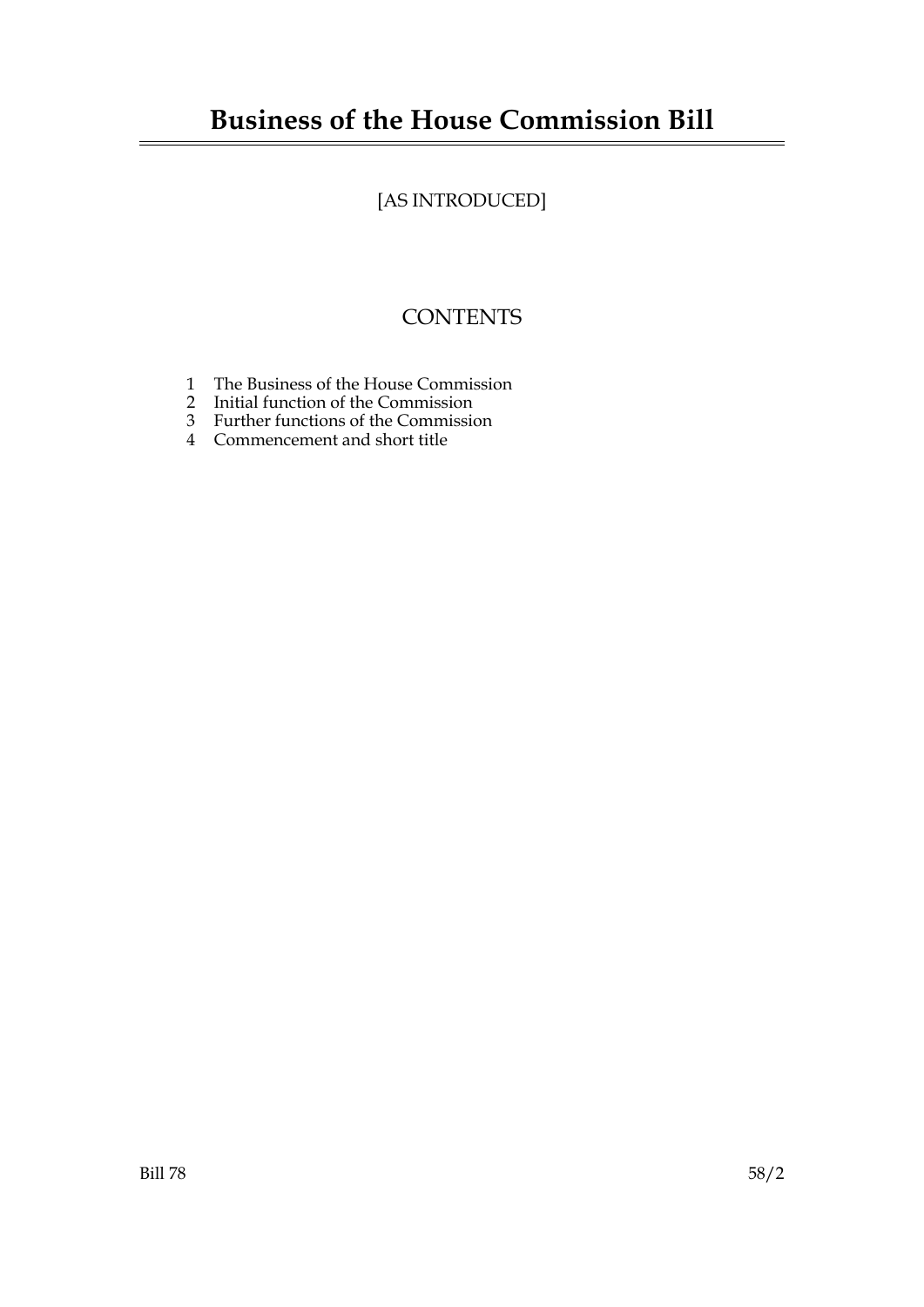# Business of the House Commission Bill

[AS INTRODUCED]

## CONTENTS

1 The Business of the House Commission
2 Initial function of the Commission
3 Further functions of the Commission
4 Commencement and short title

Bill 78 58/2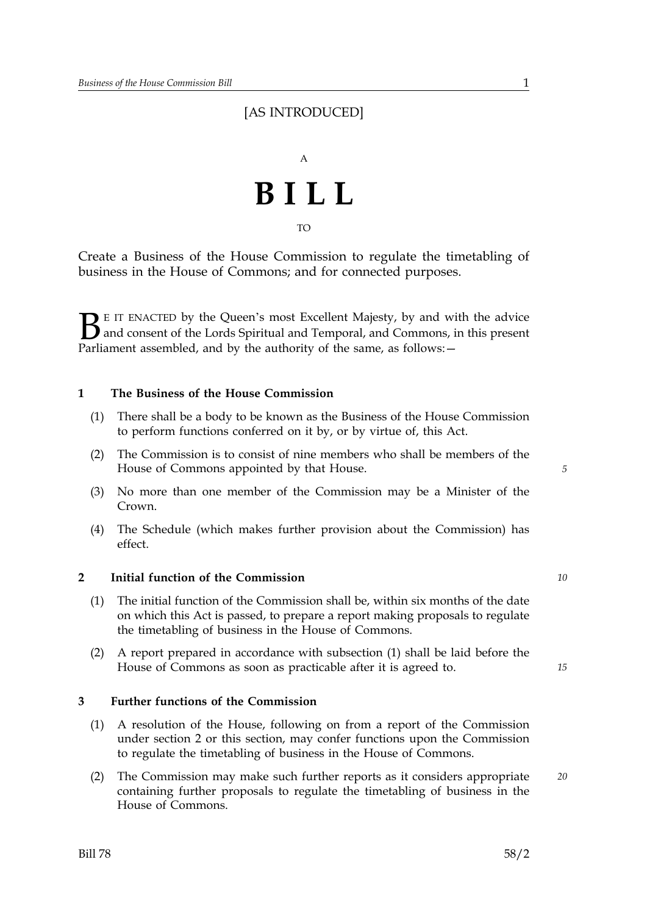[AS INTRODUCED]

A

# BILL

TO

Create a Business of the House Commission to regulate the timetabling of business in the House of Commons; and for connected purposes.

BE IT ENACTED by the Queen's most Excellent Majesty, by and with the advice and consent of the Lords Spiritual and Temporal, and Commons, in this present Parliament assembled, and by the authority of the same, as follows:—

## 1 The Business of the House Commission

(1) There shall be a body to be known as the Business of the House Commission to perform functions conferred on it by, or by virtue of, this Act.

(2) The Commission is to consist of nine members who shall be members of the House of Commons appointed by that House.

(3) No more than one member of the Commission may be a Minister of the Crown.

(4) The Schedule (which makes further provision about the Commission) has effect.

## 2 Initial function of the Commission

(1) The initial function of the Commission shall be, within six months of the date on which this Act is passed, to prepare a report making proposals to regulate the timetabling of business in the House of Commons.

(2) A report prepared in accordance with subsection (1) shall be laid before the House of Commons as soon as practicable after it is agreed to.

## 3 Further functions of the Commission

(1) A resolution of the House, following on from a report of the Commission under section 2 or this section, may confer functions upon the Commission to regulate the timetabling of business in the House of Commons.

(2) The Commission may make such further reports as it considers appropriate containing further proposals to regulate the timetabling of business in the House of Commons.

Bill 78 58/2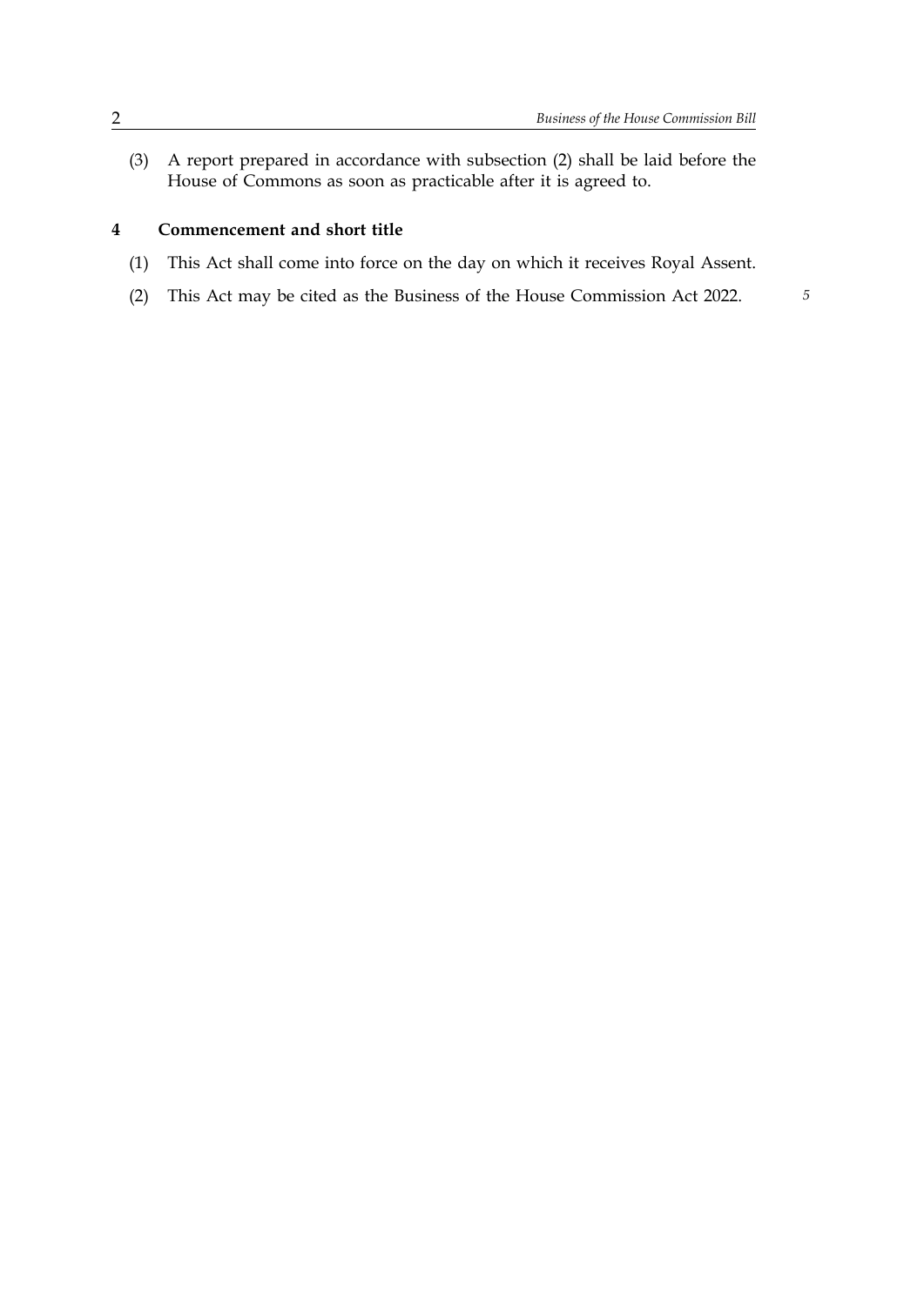(3) A report prepared in accordance with subsection (2) shall be laid before the House of Commons as soon as practicable after it is agreed to.

**4 Commencement and short title**

(1) This Act shall come into force on the day on which it receives Royal Assent.

(2) This Act may be cited as the Business of the House Commission Act 2022.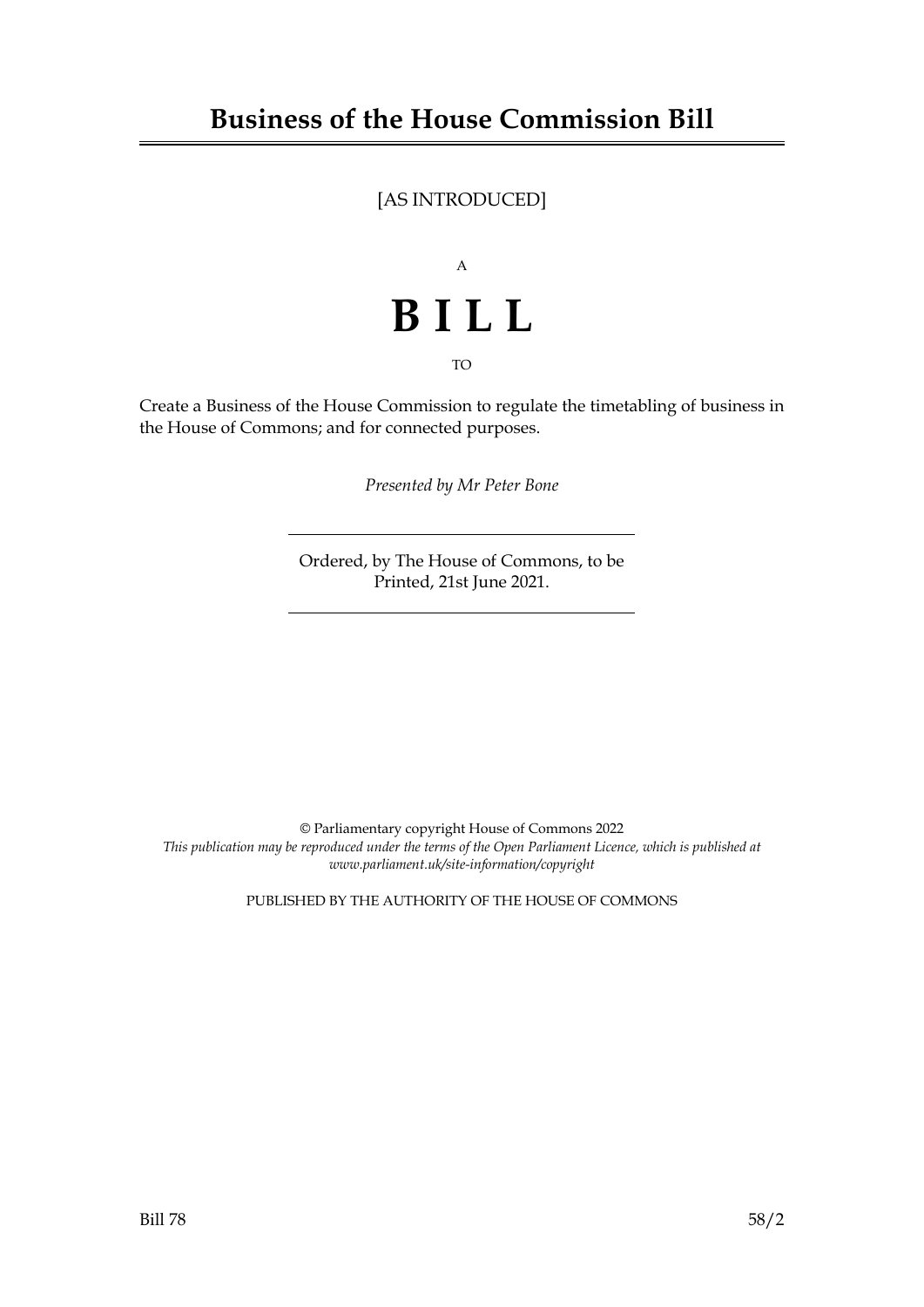# Business of the House Commission Bill

[AS INTRODUCED]

A

# B I L L

TO

Create a Business of the House Commission to regulate the timetabling of business in the House of Commons; and for connected purposes.

*Presented by Mr Peter Bone*

Ordered, by The House of Commons, to be Printed, 21st June 2021.

© Parliamentary copyright House of Commons 2022

*This publication may be reproduced under the terms of the Open Parliament Licence, which is published at www.parliament.uk/site-information/copyright*

PUBLISHED BY THE AUTHORITY OF THE HOUSE OF COMMONS

Bill 78 58/2